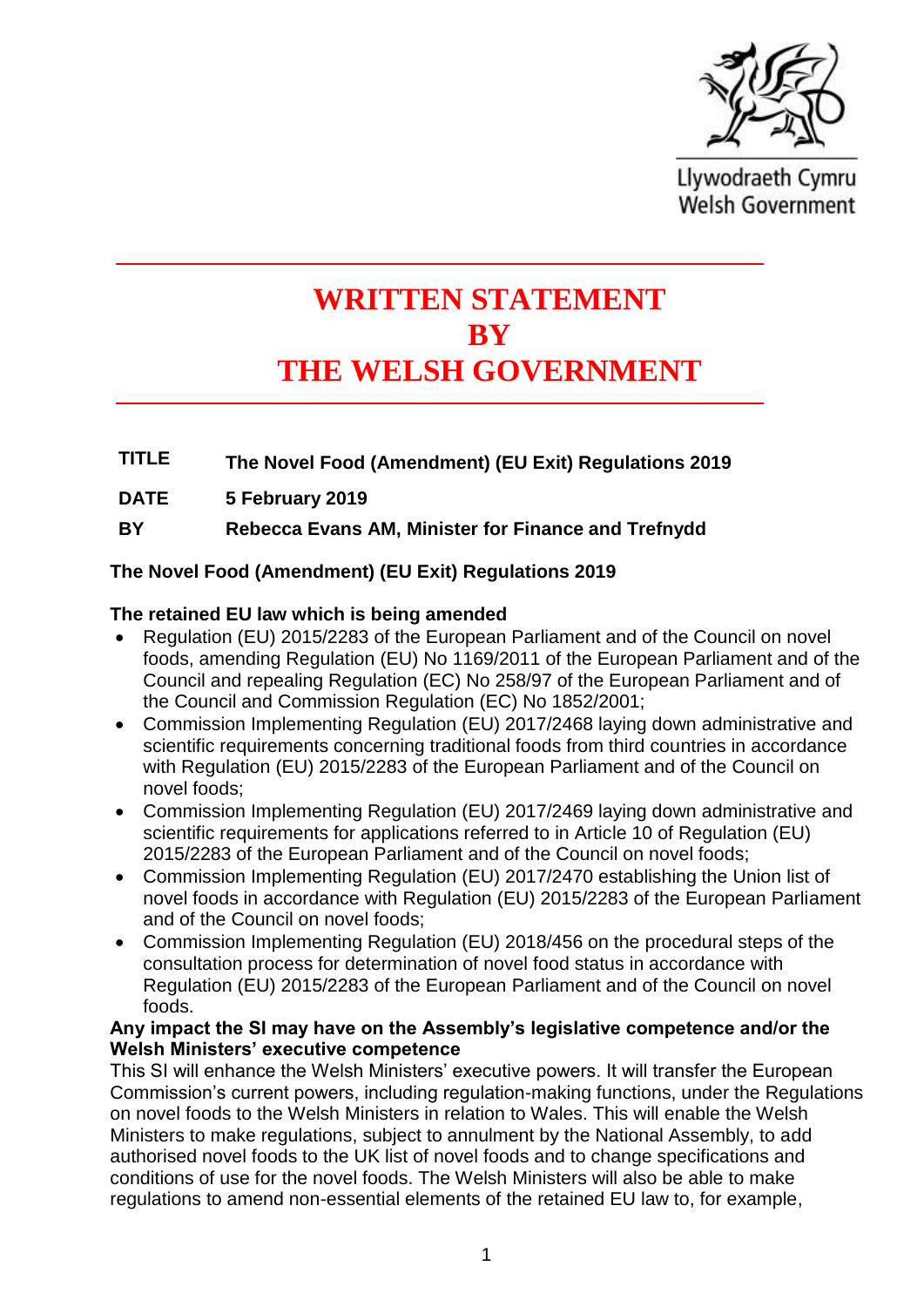Llywodraeth Cymru
Welsh Government

# WRITTEN STATEMENT BY THE WELSH GOVERNMENT

**TITLE** The Novel Food (Amendment) (EU Exit) Regulations 2019

**DATE** 5 February 2019

**BY** Rebecca Evans AM, Minister for Finance and Trefnydd

## The Novel Food (Amendment) (EU Exit) Regulations 2019

### The retained EU law which is being amended

- Regulation (EU) 2015/2283 of the European Parliament and of the Council on novel foods, amending Regulation (EU) No 1169/2011 of the European Parliament and of the Council and repealing Regulation (EC) No 258/97 of the European Parliament and of the Council and Commission Regulation (EC) No 1852/2001;
- Commission Implementing Regulation (EU) 2017/2468 laying down administrative and scientific requirements concerning traditional foods from third countries in accordance with Regulation (EU) 2015/2283 of the European Parliament and of the Council on novel foods;
- Commission Implementing Regulation (EU) 2017/2469 laying down administrative and scientific requirements for applications referred to in Article 10 of Regulation (EU) 2015/2283 of the European Parliament and of the Council on novel foods;
- Commission Implementing Regulation (EU) 2017/2470 establishing the Union list of novel foods in accordance with Regulation (EU) 2015/2283 of the European Parliament and of the Council on novel foods;
- Commission Implementing Regulation (EU) 2018/456 on the procedural steps of the consultation process for determination of novel food status in accordance with Regulation (EU) 2015/2283 of the European Parliament and of the Council on novel foods.

### Any impact the SI may have on the Assembly's legislative competence and/or the Welsh Ministers' executive competence

This SI will enhance the Welsh Ministers' executive powers. It will transfer the European Commission's current powers, including regulation-making functions, under the Regulations on novel foods to the Welsh Ministers in relation to Wales. This will enable the Welsh Ministers to make regulations, subject to annulment by the National Assembly, to add authorised novel foods to the UK list of novel foods and to change specifications and conditions of use for the novel foods. The Welsh Ministers will also be able to make regulations to amend non-essential elements of the retained EU law to, for example,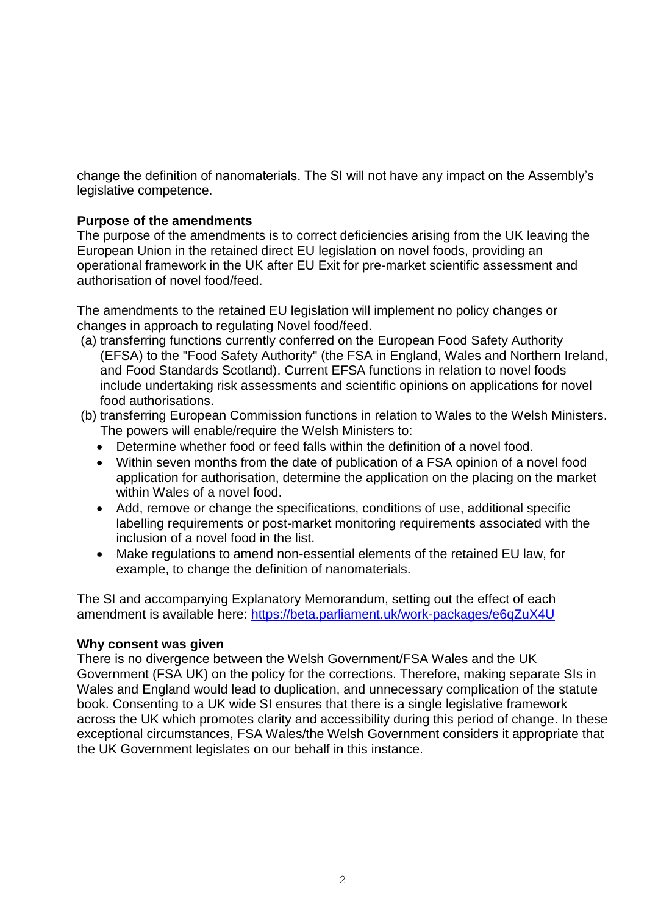change the definition of nanomaterials. The SI will not have any impact on the Assembly's legislative competence.

**Purpose of the amendments**
The purpose of the amendments is to correct deficiencies arising from the UK leaving the European Union in the retained direct EU legislation on novel foods, providing an operational framework in the UK after EU Exit for pre-market scientific assessment and authorisation of novel food/feed.

The amendments to the retained EU legislation will implement no policy changes or changes in approach to regulating Novel food/feed.

(a) transferring functions currently conferred on the European Food Safety Authority (EFSA) to the "Food Safety Authority" (the FSA in England, Wales and Northern Ireland, and Food Standards Scotland). Current EFSA functions in relation to novel foods include undertaking risk assessments and scientific opinions on applications for novel food authorisations.

(b) transferring European Commission functions in relation to Wales to the Welsh Ministers. The powers will enable/require the Welsh Ministers to:
   - Determine whether food or feed falls within the definition of a novel food.
   - Within seven months from the date of publication of a FSA opinion of a novel food application for authorisation, determine the application on the placing on the market within Wales of a novel food.
   - Add, remove or change the specifications, conditions of use, additional specific labelling requirements or post-market monitoring requirements associated with the inclusion of a novel food in the list.
   - Make regulations to amend non-essential elements of the retained EU law, for example, to change the definition of nanomaterials.

The SI and accompanying Explanatory Memorandum, setting out the effect of each amendment is available here: [https://beta.parliament.uk/work-packages/e6qZuX4U](https://beta.parliament.uk/work-packages/e6qZuX4U)

**Why consent was given**
There is no divergence between the Welsh Government/FSA Wales and the UK Government (FSA UK) on the policy for the corrections. Therefore, making separate SIs in Wales and England would lead to duplication, and unnecessary complication of the statute book. Consenting to a UK wide SI ensures that there is a single legislative framework across the UK which promotes clarity and accessibility during this period of change. In these exceptional circumstances, FSA Wales/the Welsh Government considers it appropriate that the UK Government legislates on our behalf in this instance.